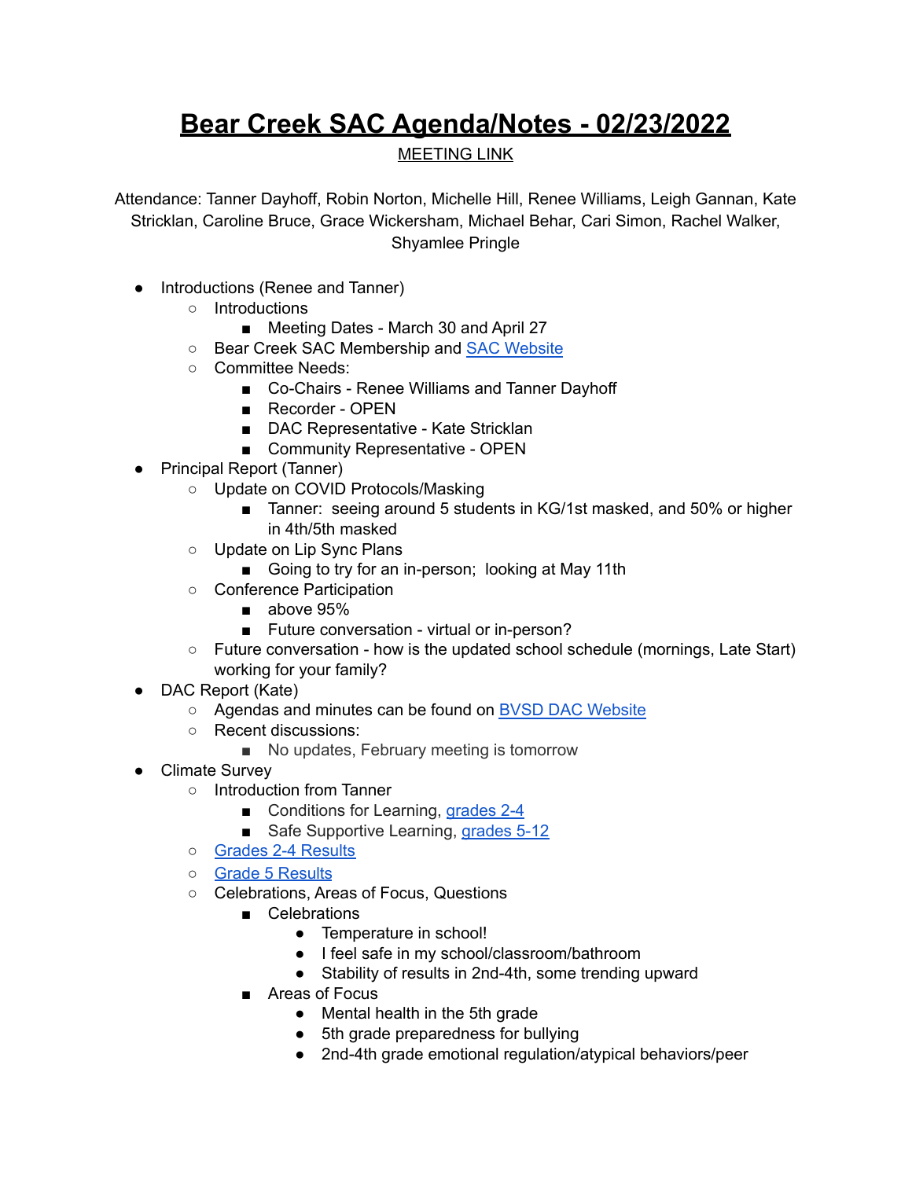# Bear Creek SAC Agenda/Notes - 02/23/2022

MEETING LINK

Attendance: Tanner Dayhoff, Robin Norton, Michelle Hill, Renee Williams, Leigh Gannan, Kate Stricklan, Caroline Bruce, Grace Wickersham, Michael Behar, Cari Simon, Rachel Walker, Shyamlee Pringle

- Introductions (Renee and Tanner)
  - Introductions
    - Meeting Dates - March 30 and April 27
  - Bear Creek SAC Membership and SAC Website
  - Committee Needs:
    - Co-Chairs - Renee Williams and Tanner Dayhoff
    - Recorder - OPEN
    - DAC Representative - Kate Stricklan
    - Community Representative - OPEN
- Principal Report (Tanner)
  - Update on COVID Protocols/Masking
    - Tanner: seeing around 5 students in KG/1st masked, and 50% or higher in 4th/5th masked
  - Update on Lip Sync Plans
    - Going to try for an in-person; looking at May 11th
  - Conference Participation
    - above 95%
    - Future conversation - virtual or in-person?
  - Future conversation - how is the updated school schedule (mornings, Late Start) working for your family?
- DAC Report (Kate)
  - Agendas and minutes can be found on BVSD DAC Website
  - Recent discussions:
    - No updates, February meeting is tomorrow
- Climate Survey
  - Introduction from Tanner
    - Conditions for Learning, grades 2-4
    - Safe Supportive Learning, grades 5-12
  - Grades 2-4 Results
  - Grade 5 Results
  - Celebrations, Areas of Focus, Questions
    - Celebrations
      - Temperature in school!
      - I feel safe in my school/classroom/bathroom
      - Stability of results in 2nd-4th, some trending upward
    - Areas of Focus
      - Mental health in the 5th grade
      - 5th grade preparedness for bullying
      - 2nd-4th grade emotional regulation/atypical behaviors/peer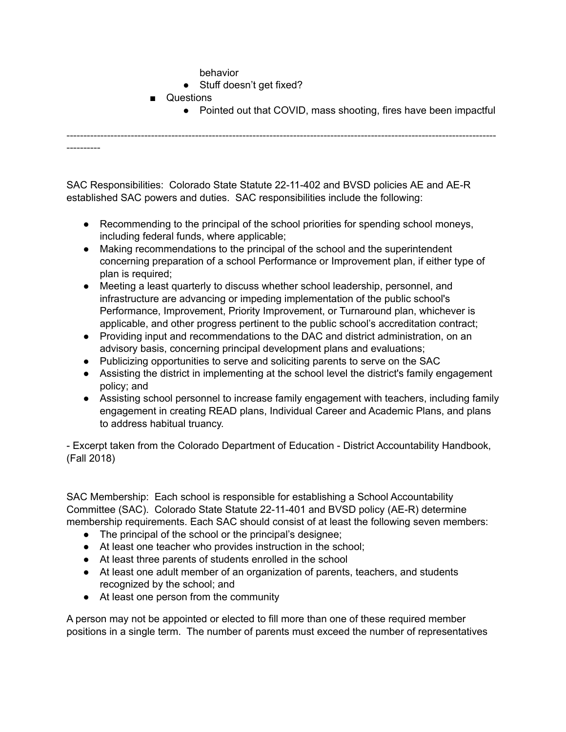behavior

- Stuff doesn't get fixed?

- Questions
  - Pointed out that COVID, mass shooting, fires have been impactful

---

SAC Responsibilities: Colorado State Statute 22-11-402 and BVSD policies AE and AE-R established SAC powers and duties. SAC responsibilities include the following:

- Recommending to the principal of the school priorities for spending school moneys, including federal funds, where applicable;
- Making recommendations to the principal of the school and the superintendent concerning preparation of a school Performance or Improvement plan, if either type of plan is required;
- Meeting a least quarterly to discuss whether school leadership, personnel, and infrastructure are advancing or impeding implementation of the public school's Performance, Improvement, Priority Improvement, or Turnaround plan, whichever is applicable, and other progress pertinent to the public school's accreditation contract;
- Providing input and recommendations to the DAC and district administration, on an advisory basis, concerning principal development plans and evaluations;
- Publicizing opportunities to serve and soliciting parents to serve on the SAC
- Assisting the district in implementing at the school level the district's family engagement policy; and
- Assisting school personnel to increase family engagement with teachers, including family engagement in creating READ plans, Individual Career and Academic Plans, and plans to address habitual truancy.

- Excerpt taken from the Colorado Department of Education - District Accountability Handbook, (Fall 2018)

SAC Membership: Each school is responsible for establishing a School Accountability Committee (SAC). Colorado State Statute 22-11-401 and BVSD policy (AE-R) determine membership requirements. Each SAC should consist of at least the following seven members:

- The principal of the school or the principal's designee;
- At least one teacher who provides instruction in the school;
- At least three parents of students enrolled in the school
- At least one adult member of an organization of parents, teachers, and students recognized by the school; and
- At least one person from the community

A person may not be appointed or elected to fill more than one of these required member positions in a single term. The number of parents must exceed the number of representatives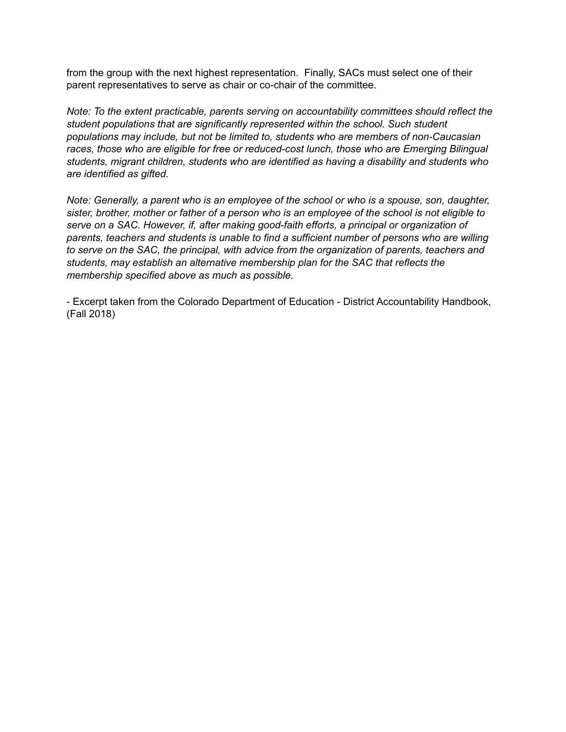from the group with the next highest representation. Finally, SACs must select one of their parent representatives to serve as chair or co-chair of the committee.

*Note: To the extent practicable, parents serving on accountability committees should reflect the student populations that are significantly represented within the school. Such student populations may include, but not be limited to, students who are members of non-Caucasian races, those who are eligible for free or reduced-cost lunch, those who are Emerging Bilingual students, migrant children, students who are identified as having a disability and students who are identified as gifted.*

*Note: Generally, a parent who is an employee of the school or who is a spouse, son, daughter, sister, brother, mother or father of a person who is an employee of the school is not eligible to serve on a SAC. However, if, after making good-faith efforts, a principal or organization of parents, teachers and students is unable to find a sufficient number of persons who are willing to serve on the SAC, the principal, with advice from the organization of parents, teachers and students, may establish an alternative membership plan for the SAC that reflects the membership specified above as much as possible.*

- Excerpt taken from the Colorado Department of Education - District Accountability Handbook, (Fall 2018)